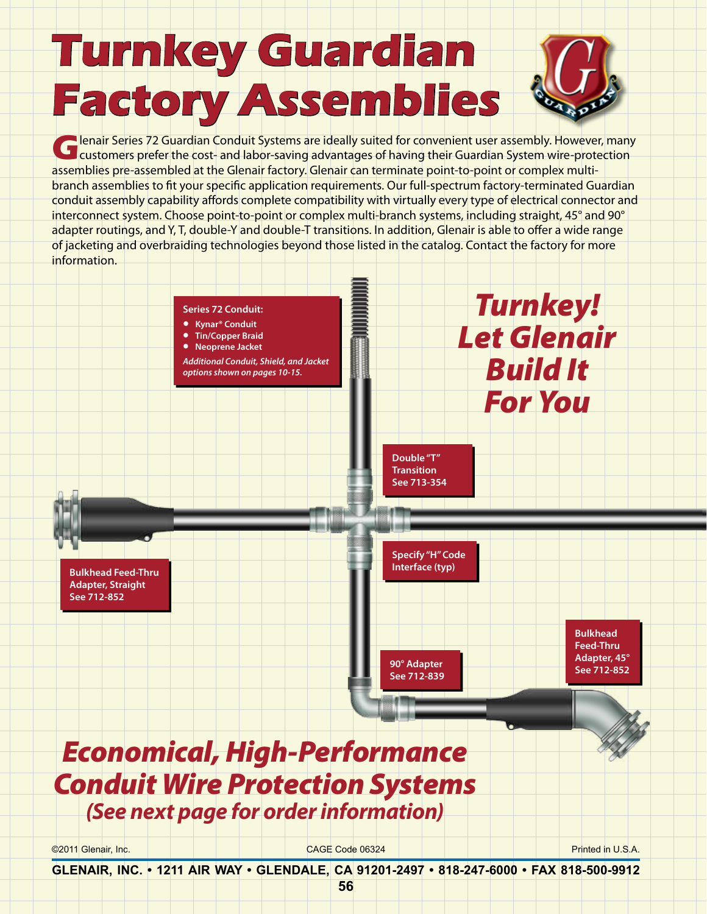# Turnkey Guardian Factory Assemblies

Glenair Series 72 Guardian Conduit Systems are ideally suited for convenient user assembly. However, many customers prefer the cost- and labor-saving advantages of having their Guardian System wire-protection assemblies pre-assembled at the Glenair factory. Glenair can terminate point-to-point or complex multi-branch assemblies to fit your specific application requirements. Our full-spectrum factory-terminated Guardian conduit assembly capability affords complete compatibility with virtually every type of electrical connector and interconnect system. Choose point-to-point or complex multi-branch systems, including straight, 45° and 90° adapter routings, and Y, T, double-Y and double-T transitions. In addition, Glenair is able to offer a wide range of jacketing and overbraiding technologies beyond those listed in the catalog. Contact the factory for more information.

**Series 72 Conduit:**

- Kynar® Conduit
- Tin/Copper Braid
- Neoprene Jacket

*Additional Conduit, Shield, and Jacket options shown on pages 10-15.*

## *Turnkey! Let Glenair Build It For You*

**Double "T" Transition**
**See 713-354**

**Specify "H" Code Interface (typ)**

**Bulkhead Feed-Thru Adapter, Straight**
**See 712-852**

**Bulkhead Feed-Thru Adapter, 45°**
**See 712-852**

**90° Adapter**
**See 712-839**

## *Economical, High-Performance Conduit Wire Protection Systems*

### *(See next page for order information)*

©2011 Glenair, Inc. CAGE Code 06324 Printed in U.S.A.

**GLENAIR, INC. • 1211 AIR WAY • GLENDALE, CA 91201-2497 • 818-247-6000 • FAX 818-500-9912**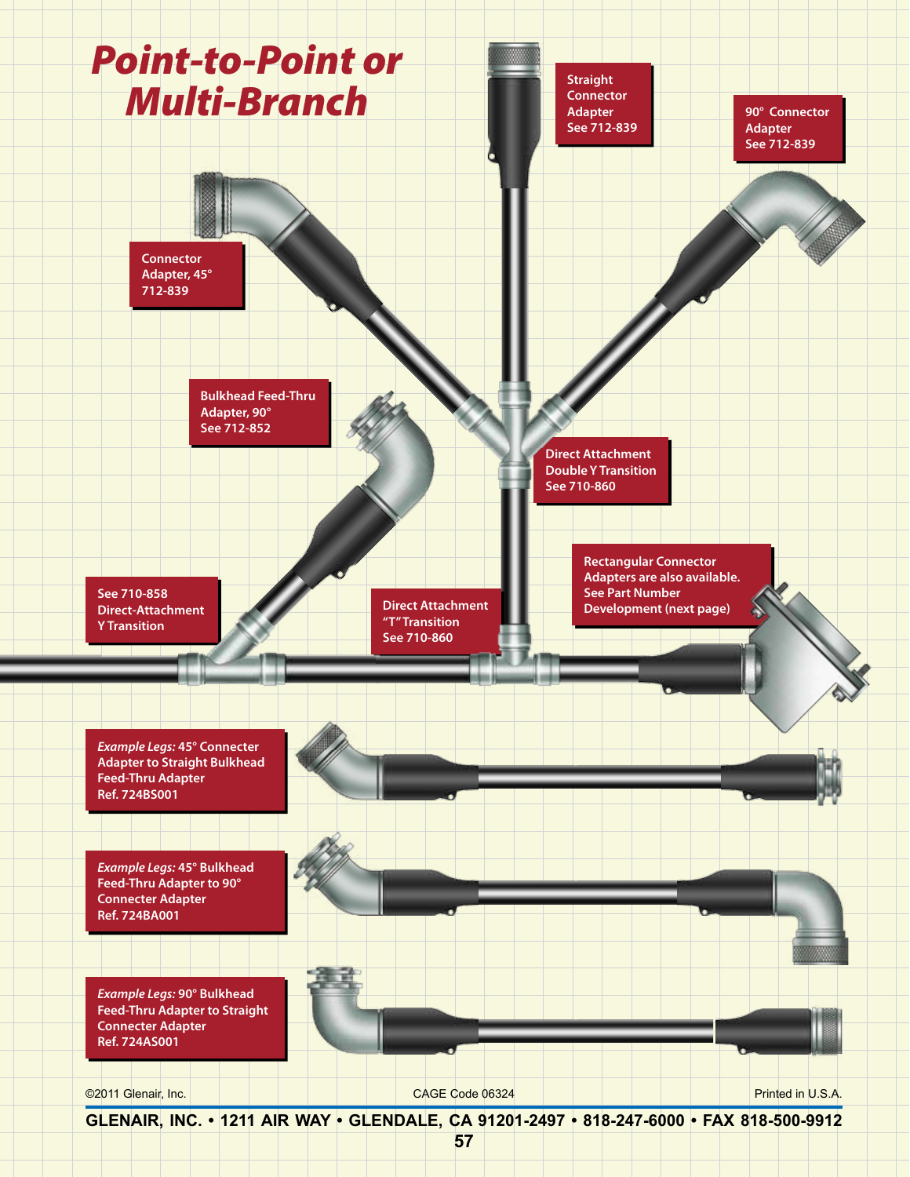# *Point-to-Point or Multi-Branch*

Straight Connector Adapter See 712-839

90° Connector Adapter See 712-839

Connector Adapter, 45° 712-839

Bulkhead Feed-Thru Adapter, 90° See 712-852

Direct Attachment Double Y Transition See 710-860

Rectangular Connector Adapters are also available. See Part Number Development (next page)

See 710-858 Direct-Attachment Y Transition

Direct Attachment "T" Transition See 710-860

*Example Legs:* 45° Connecter Adapter to Straight Bulkhead Feed-Thru Adapter Ref. 724BS001

*Example Legs:* 45° Bulkhead Feed-Thru Adapter to 90° Connecter Adapter Ref. 724BA001

*Example Legs:* 90° Bulkhead Feed-Thru Adapter to Straight Connecter Adapter Ref. 724AS001

©2011 Glenair, Inc. CAGE Code 06324 Printed in U.S.A.

**GLENAIR, INC. • 1211 AIR WAY • GLENDALE, CA 91201-2497 • 818-247-6000 • FAX 818-500-9912**